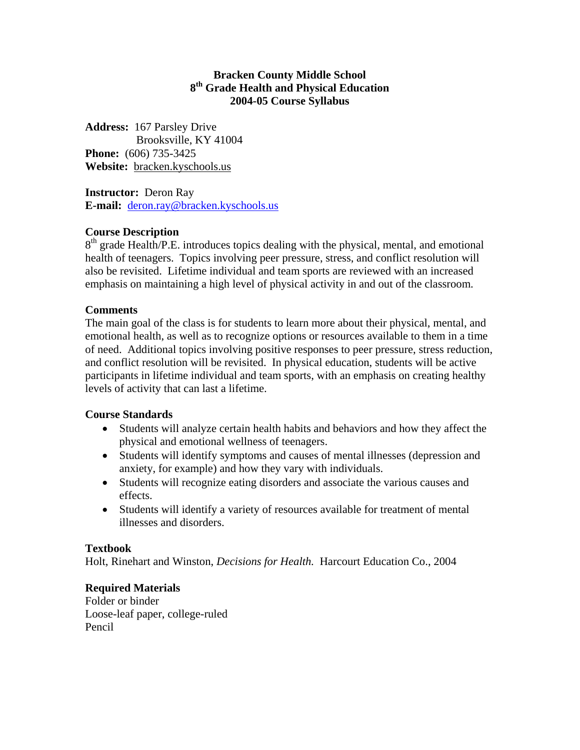# Bracken County Middle School
## 8th Grade Health and Physical Education
## 2004-05 Course Syllabus

**Address:** 167 Parsley Drive
Brooksville, KY 41004
**Phone:** (606) 735-3425
**Website:** bracken.kyschools.us

**Instructor:** Deron Ray
**E-mail:** deron.ray@bracken.kyschools.us

**Course Description**
8th grade Health/P.E. introduces topics dealing with the physical, mental, and emotional health of teenagers. Topics involving peer pressure, stress, and conflict resolution will also be revisited. Lifetime individual and team sports are reviewed with an increased emphasis on maintaining a high level of physical activity in and out of the classroom.

**Comments**
The main goal of the class is for students to learn more about their physical, mental, and emotional health, as well as to recognize options or resources available to them in a time of need. Additional topics involving positive responses to peer pressure, stress reduction, and conflict resolution will be revisited. In physical education, students will be active participants in lifetime individual and team sports, with an emphasis on creating healthy levels of activity that can last a lifetime.

**Course Standards**
- Students will analyze certain health habits and behaviors and how they affect the physical and emotional wellness of teenagers.
- Students will identify symptoms and causes of mental illnesses (depression and anxiety, for example) and how they vary with individuals.
- Students will recognize eating disorders and associate the various causes and effects.
- Students will identify a variety of resources available for treatment of mental illnesses and disorders.

**Textbook**
Holt, Rinehart and Winston, *Decisions for Health.* Harcourt Education Co., 2004

**Required Materials**
Folder or binder
Loose-leaf paper, college-ruled
Pencil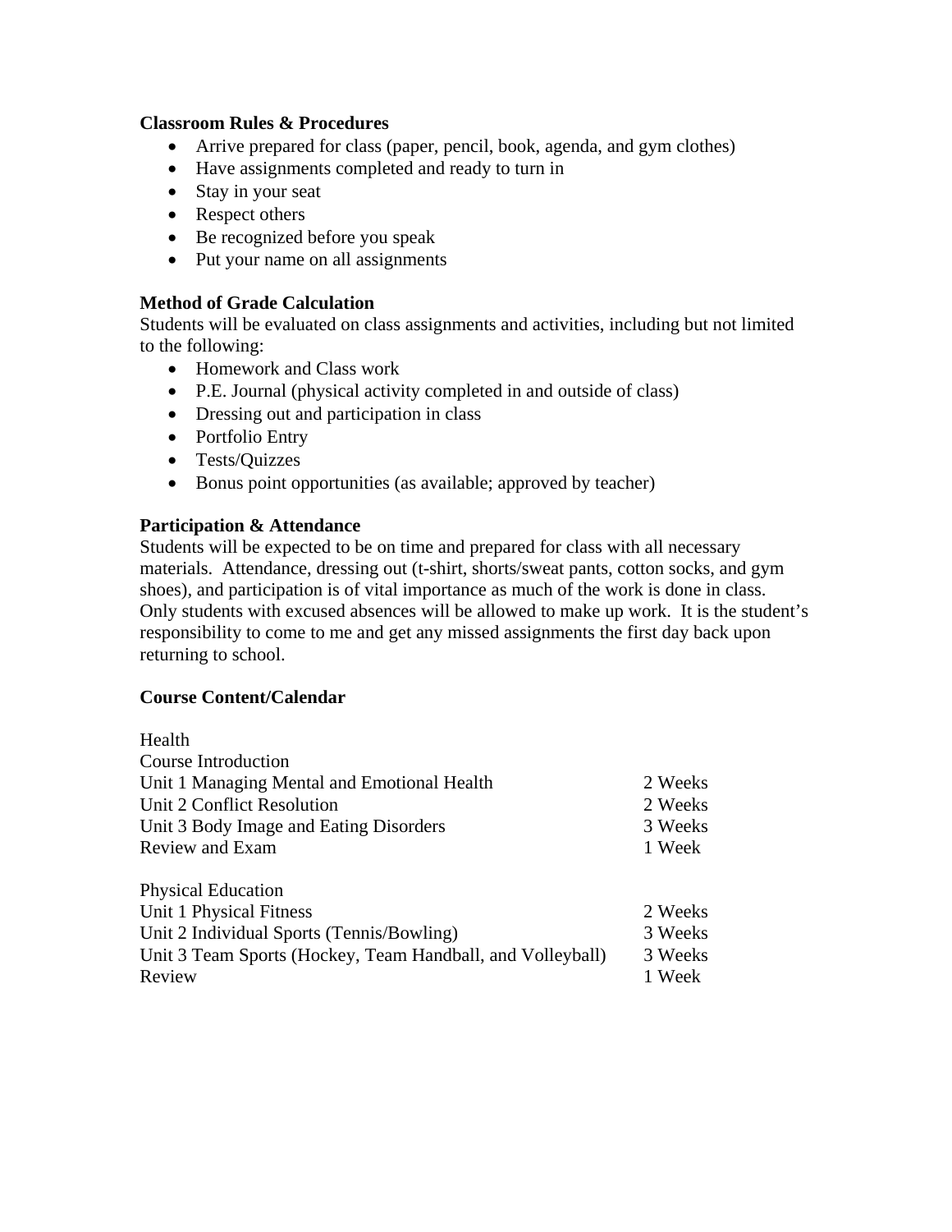**Classroom Rules & Procedures**

- Arrive prepared for class (paper, pencil, book, agenda, and gym clothes)
- Have assignments completed and ready to turn in
- Stay in your seat
- Respect others
- Be recognized before you speak
- Put your name on all assignments

**Method of Grade Calculation**

Students will be evaluated on class assignments and activities, including but not limited to the following:

- Homework and Class work
- P.E. Journal (physical activity completed in and outside of class)
- Dressing out and participation in class
- Portfolio Entry
- Tests/Quizzes
- Bonus point opportunities (as available; approved by teacher)

**Participation & Attendance**

Students will be expected to be on time and prepared for class with all necessary materials. Attendance, dressing out (t-shirt, shorts/sweat pants, cotton socks, and gym shoes), and participation is of vital importance as much of the work is done in class. Only students with excused absences will be allowed to make up work. It is the student's responsibility to come to me and get any missed assignments the first day back upon returning to school.

**Course Content/Calendar**

| | |
|---|---|
| Health | |
| Course Introduction | |
| Unit 1 Managing Mental and Emotional Health | 2 Weeks |
| Unit 2 Conflict Resolution | 2 Weeks |
| Unit 3 Body Image and Eating Disorders | 3 Weeks |
| Review and Exam | 1 Week |
| | |
| Physical Education | |
| Unit 1 Physical Fitness | 2 Weeks |
| Unit 2 Individual Sports (Tennis/Bowling) | 3 Weeks |
| Unit 3 Team Sports (Hockey, Team Handball, and Volleyball) | 3 Weeks |
| Review | 1 Week |